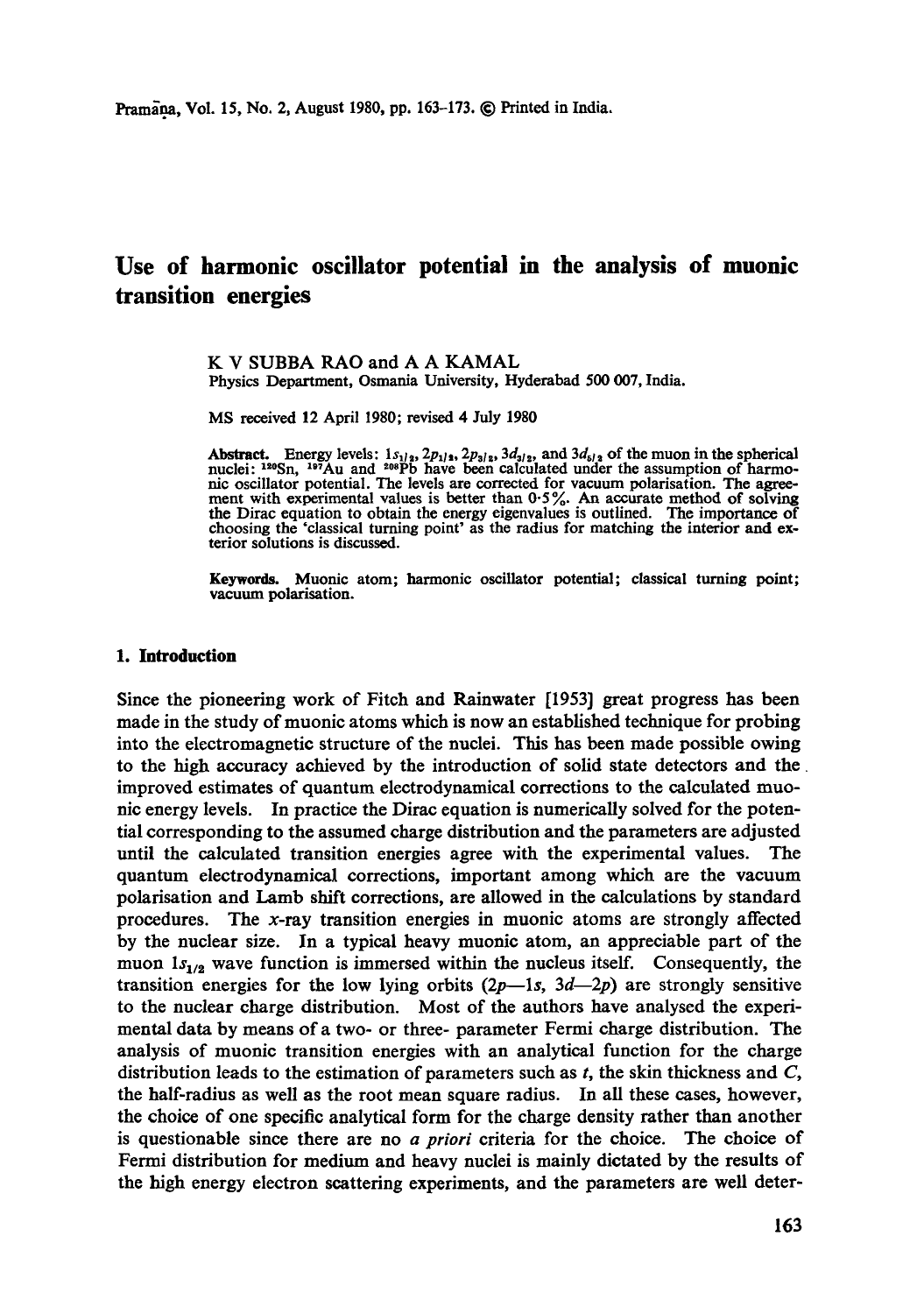# Use of harmonic oscillator potential in the analysis of muonic transition energies

K V SUBBA RAO and A A KAMAL

Physics Department, Osmania University, Hyderabad 500 007, India.

MS received 12 April 1980; revised 4 July 1980

**Abstract.** Energy levels: $1s_{1/2}$, $2p_{1/2}$, $2p_{3/2}$, $3d_{3/2}$, and $3d_{5/2}$ of the muon in the spherical nuclei: $^{120}$Sn, $^{197}$Au and $^{208}$Pb have been calculated under the assumption of harmonic oscillator potential. The levels are corrected for vacuum polarisation. The agreement with experimental values is better than 0·5%. An accurate method of solving the Dirac equation to obtain the energy eigenvalues is outlined. The importance of choosing the 'classical turning point' as the radius for matching the interior and exterior solutions is discussed.

**Keywords.** Muonic atom; harmonic oscillator potential; classical turning point; vacuum polarisation.

## 1. Introduction

Since the pioneering work of Fitch and Rainwater [1953] great progress has been made in the study of muonic atoms which is now an established technique for probing into the electromagnetic structure of the nuclei. This has been made possible owing to the high accuracy achieved by the introduction of solid state detectors and the improved estimates of quantum electrodynamical corrections to the calculated muonic energy levels. In practice the Dirac equation is numerically solved for the potential corresponding to the assumed charge distribution and the parameters are adjusted until the calculated transition energies agree with the experimental values. The quantum electrodynamical corrections, important among which are the vacuum polarisation and Lamb shift corrections, are allowed in the calculations by standard procedures. The $x$-ray transition energies in muonic atoms are strongly affected by the nuclear size. In a typical heavy muonic atom, an appreciable part of the muon $1s_{1/2}$ wave function is immersed within the nucleus itself. Consequently, the transition energies for the low lying orbits ($2p$—$1s$, $3d$—$2p$) are strongly sensitive to the nuclear charge distribution. Most of the authors have analysed the experimental data by means of a two- or three- parameter Fermi charge distribution. The analysis of muonic transition energies with an analytical function for the charge distribution leads to the estimation of parameters such as $t$, the skin thickness and $C$, the half-radius as well as the root mean square radius. In all these cases, however, the choice of one specific analytical form for the charge density rather than another is questionable since there are no *a priori* criteria for the choice. The choice of Fermi distribution for medium and heavy nuclei is mainly dictated by the results of the high energy electron scattering experiments, and the parameters are well deter-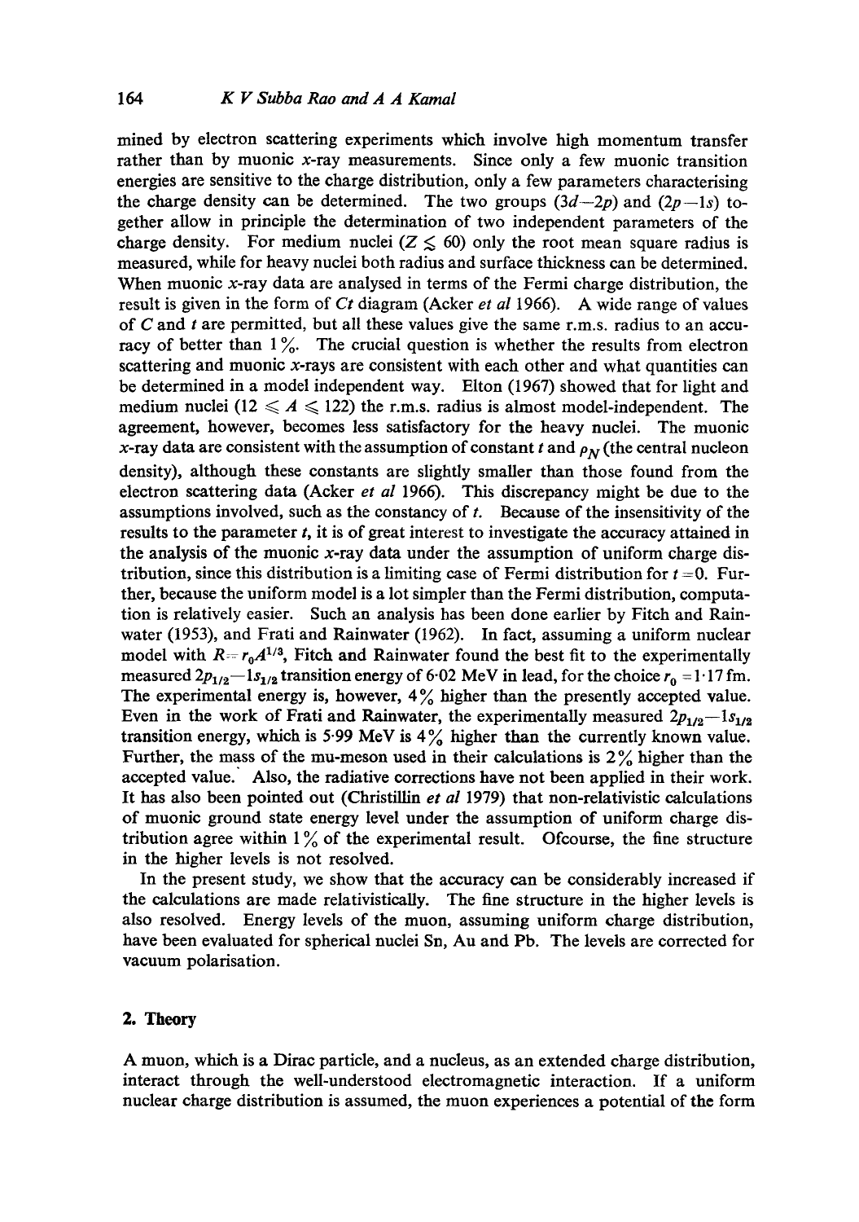mined by electron scattering experiments which involve high momentum transfer rather than by muonic $x$-ray measurements. Since only a few muonic transition energies are sensitive to the charge distribution, only a few parameters characterising the charge density can be determined. The two groups $(3d-2p)$ and $(2p-1s)$ together allow in principle the determination of two independent parameters of the charge density. For medium nuclei ($Z \lesssim 60$) only the root mean square radius is measured, while for heavy nuclei both radius and surface thickness can be determined. When muonic $x$-ray data are analysed in terms of the Fermi charge distribution, the result is given in the form of $Ct$ diagram (Acker *et al* 1966). A wide range of values of $C$ and $t$ are permitted, but all these values give the same r.m.s. radius to an accuracy of better than 1%. The crucial question is whether the results from electron scattering and muonic $x$-rays are consistent with each other and what quantities can be determined in a model independent way. Elton (1967) showed that for light and medium nuclei ($12 \leqslant A \leqslant 122$) the r.m.s. radius is almost model-independent. The agreement, however, becomes less satisfactory for the heavy nuclei. The muonic $x$-ray data are consistent with the assumption of constant $t$ and $\rho_N$ (the central nucleon density), although these constants are slightly smaller than those found from the electron scattering data (Acker *et al* 1966). This discrepancy might be due to the assumptions involved, such as the constancy of $t$. Because of the insensitivity of the results to the parameter $t$, it is of great interest to investigate the accuracy attained in the analysis of the muonic $x$-ray data under the assumption of uniform charge distribution, since this distribution is a limiting case of Fermi distribution for $t=0$. Further, because the uniform model is a lot simpler than the Fermi distribution, computation is relatively easier. Such an analysis has been done earlier by Fitch and Rainwater (1953), and Frati and Rainwater (1962). In fact, assuming a uniform nuclear model with $R = r_0 A^{1/3}$, Fitch and Rainwater found the best fit to the experimentally measured $2p_{1/2}-1s_{1/2}$ transition energy of 6·02 MeV in lead, for the choice $r_0 = 1{\cdot}17$ fm. The experimental energy is, however, 4% higher than the presently accepted value. Even in the work of Frati and Rainwater, the experimentally measured $2p_{1/2}-1s_{1/2}$ transition energy, which is 5·99 MeV is 4% higher than the currently known value. Further, the mass of the mu-meson used in their calculations is 2% higher than the accepted value. Also, the radiative corrections have not been applied in their work. It has also been pointed out (Christillin *et al* 1979) that non-relativistic calculations of muonic ground state energy level under the assumption of uniform charge distribution agree within 1% of the experimental result. Ofcourse, the fine structure in the higher levels is not resolved.

In the present study, we show that the accuracy can be considerably increased if the calculations are made relativistically. The fine structure in the higher levels is also resolved. Energy levels of the muon, assuming uniform charge distribution, have been evaluated for spherical nuclei Sn, Au and Pb. The levels are corrected for vacuum polarisation.

## 2. Theory

A muon, which is a Dirac particle, and a nucleus, as an extended charge distribution, interact through the well-understood electromagnetic interaction. If a uniform nuclear charge distribution is assumed, the muon experiences a potential of the form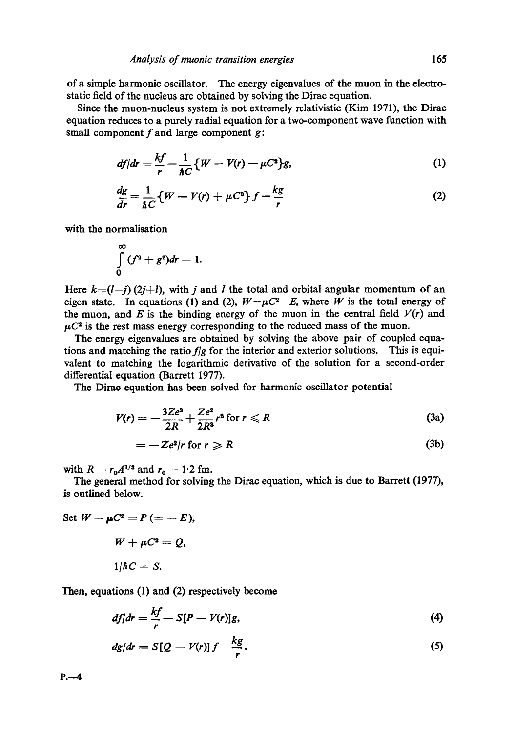of a simple harmonic oscillator. The energy eigenvalues of the muon in the electrostatic field of the nucleus are obtained by solving the Dirac equation.

Since the muon-nucleus system is not extremely relativistic (Kim 1971), the Dirac equation reduces to a purely radial equation for a two-component wave function with small component $f$ and large component $g$:

$$df/dr = \frac{kf}{r} - \frac{1}{\hbar C}\{W - V(r) - \mu C^2\}g, \tag{1}$$

$$\frac{dg}{dr} = \frac{1}{\hbar C}\{W - V(r) + \mu C^2\} f - \frac{kg}{r} \tag{2}$$

with the normalisation

$$\int_0^\infty (f^2 + g^2) dr = 1.$$

Here $k=(l-j)(2j+l)$, with $j$ and $l$ the total and orbital angular momentum of an eigen state. In equations (1) and (2), $W=\mu C^2 - E$, where $W$ is the total energy of the muon, and $E$ is the binding energy of the muon in the central field $V(r)$ and $\mu C^2$ is the rest mass energy corresponding to the reduced mass of the muon.

The energy eigenvalues are obtained by solving the above pair of coupled equations and matching the ratio $f/g$ for the interior and exterior solutions. This is equivalent to matching the logarithmic derivative of the solution for a second-order differential equation (Barrett 1977).

The Dirac equation has been solved for harmonic oscillator potential

$$V(r) = -\frac{3Ze^2}{2R} + \frac{Ze^2}{2R^3} r^2 \text{ for } r \leqslant R \tag{3a}$$

$$= -Ze^2/r \text{ for } r \geqslant R \tag{3b}$$

with $R = r_0 A^{1/3}$ and $r_0 = 1{\cdot}2$ fm.

The general method for solving the Dirac equation, which is due to Barrett (1977), is outlined below.

Set $W - \mu C^2 = P \ (= -E)$,

$$W + \mu C^2 = Q,$$

$$1/\hbar C = S.$$

Then, equations (1) and (2) respectively become

$$df/dr = \frac{kf}{r} - S[P - V(r)]g, \tag{4}$$

$$dg/dr = S[Q - V(r)] f - \frac{kg}{r}. \tag{5}$$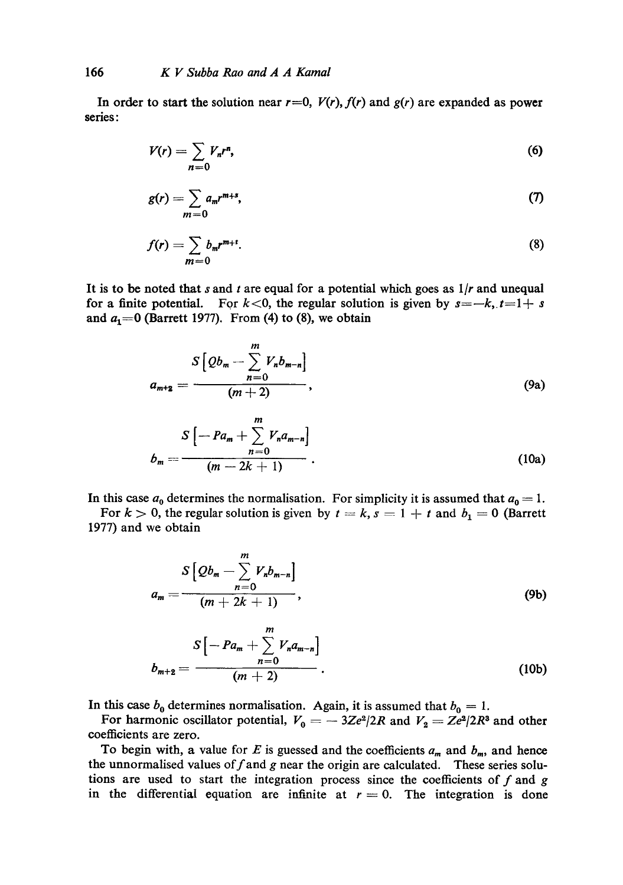In order to start the solution near $r=0$, $V(r)$, $f(r)$ and $g(r)$ are expanded as power series:

$$V(r) = \sum_{n=0} V_n r^n, \tag{6}$$

$$g(r) = \sum_{m=0} a_m r^{m+s}, \tag{7}$$

$$f(r) = \sum_{m=0} b_m r^{m+t}. \tag{8}$$

It is to be noted that $s$ and $t$ are equal for a potential which goes as $1/r$ and unequal for a finite potential. For $k<0$, the regular solution is given by $s=-k$, $t=1+s$ and $a_1=0$ (Barrett 1977). From (4) to (8), we obtain

$$a_{m+2} = \frac{S\left[Qb_m - \sum\limits_{n=0}^{m} V_n b_{m-n}\right]}{(m+2)}, \tag{9a}$$

$$b_m = \frac{S\left[-Pa_m + \sum\limits_{n=0}^{m} V_n a_{m-n}\right]}{(m-2k+1)}. \tag{10a}$$

In this case $a_0$ determines the normalisation. For simplicity it is assumed that $a_0 = 1$.

For $k > 0$, the regular solution is given by $t = k$, $s = 1 + t$ and $b_1 = 0$ (Barrett 1977) and we obtain

$$a_m = \frac{S\left[Qb_m - \sum\limits_{n=0}^{m} V_n b_{m-n}\right]}{(m+2k+1)}, \tag{9b}$$

$$b_{m+2} = \frac{S\left[-Pa_m + \sum\limits_{n=0}^{m} V_n a_{m-n}\right]}{(m+2)}. \tag{10b}$$

In this case $b_0$ determines normalisation. Again, it is assumed that $b_0 = 1$.

For harmonic oscillator potential, $V_0 = -3Ze^2/2R$ and $V_2 = Ze^2/2R^3$ and other coefficients are zero.

To begin with, a value for $E$ is guessed and the coefficients $a_m$ and $b_m$, and hence the unnormalised values of $f$ and $g$ near the origin are calculated. These series solutions are used to start the integration process since the coefficients of $f$ and $g$ in the differential equation are infinite at $r = 0$. The integration is done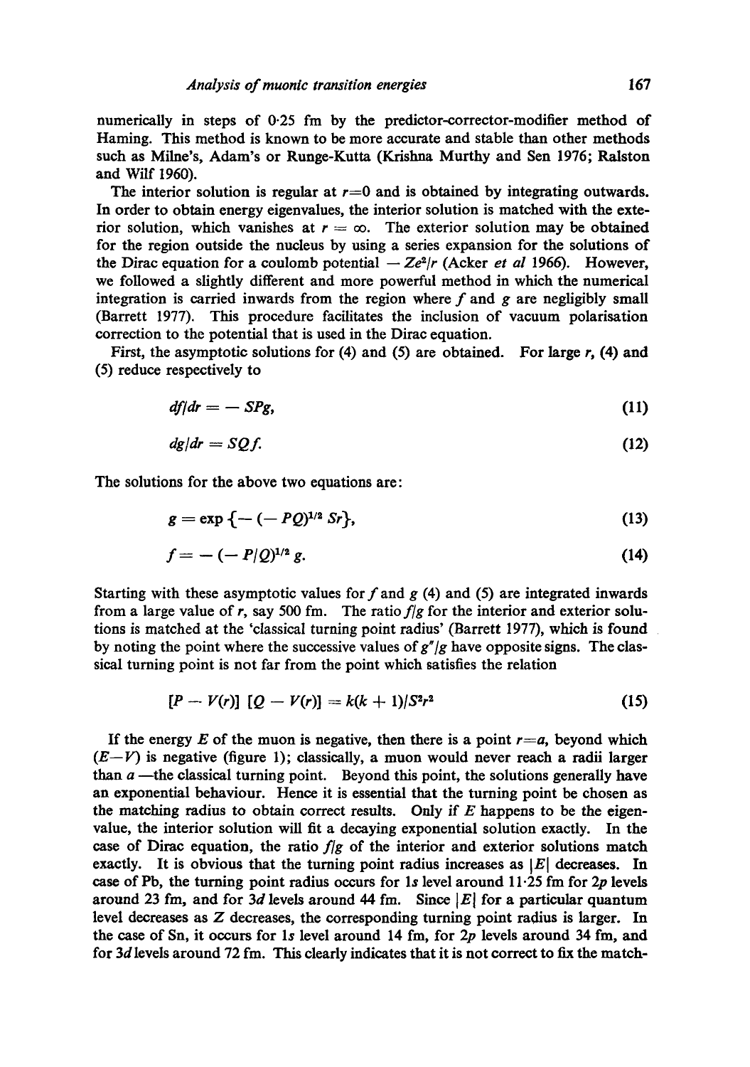numerically in steps of 0·25 fm by the predictor-corrector-modifier method of Haming. This method is known to be more accurate and stable than other methods such as Milne's, Adam's or Runge-Kutta (Krishna Murthy and Sen 1976; Ralston and Wilf 1960).

The interior solution is regular at $r=0$ and is obtained by integrating outwards. In order to obtain energy eigenvalues, the interior solution is matched with the exterior solution, which vanishes at $r = \infty$. The exterior solution may be obtained for the region outside the nucleus by using a series expansion for the solutions of the Dirac equation for a coulomb potential $-Ze^2/r$ (Acker *et al* 1966). However, we followed a slightly different and more powerful method in which the numerical integration is carried inwards from the region where $f$ and $g$ are negligibly small (Barrett 1977). This procedure facilitates the inclusion of vacuum polarisation correction to the potential that is used in the Dirac equation.

First, the asymptotic solutions for (4) and (5) are obtained. For large $r$, (4) and (5) reduce respectively to

$$df/dr = -SPg, \tag{11}$$

$$dg/dr = SQf. \tag{12}$$

The solutions for the above two equations are:

$$g = \exp\{-(-PQ)^{1/2}\, Sr\}, \tag{13}$$

$$f = -(-P/Q)^{1/2}\, g. \tag{14}$$

Starting with these asymptotic values for $f$ and $g$ (4) and (5) are integrated inwards from a large value of $r$, say 500 fm. The ratio $f/g$ for the interior and exterior solutions is matched at the 'classical turning point radius' (Barrett 1977), which is found by noting the point where the successive values of $g''/g$ have opposite signs. The classical turning point is not far from the point which satisfies the relation

$$[P - V(r)]\,[Q - V(r)] = k(k+1)/S^2r^2 \tag{15}$$

If the energy $E$ of the muon is negative, then there is a point $r=a$, beyond which $(E-V)$ is negative (figure 1); classically, a muon would never reach a radii larger than $a$ —the classical turning point. Beyond this point, the solutions generally have an exponential behaviour. Hence it is essential that the turning point be chosen as the matching radius to obtain correct results. Only if $E$ happens to be the eigenvalue, the interior solution will fit a decaying exponential solution exactly. In the case of Dirac equation, the ratio $f/g$ of the interior and exterior solutions match exactly. It is obvious that the turning point radius increases as $|E|$ decreases. In case of Pb, the turning point radius occurs for $1s$ level around 11·25 fm for $2p$ levels around 23 fm, and for $3d$ levels around 44 fm. Since $|E|$ for a particular quantum level decreases as $Z$ decreases, the corresponding turning point radius is larger. In the case of Sn, it occurs for $1s$ level around 14 fm, for $2p$ levels around 34 fm, and for $3d$ levels around 72 fm. This clearly indicates that it is not correct to fix the match-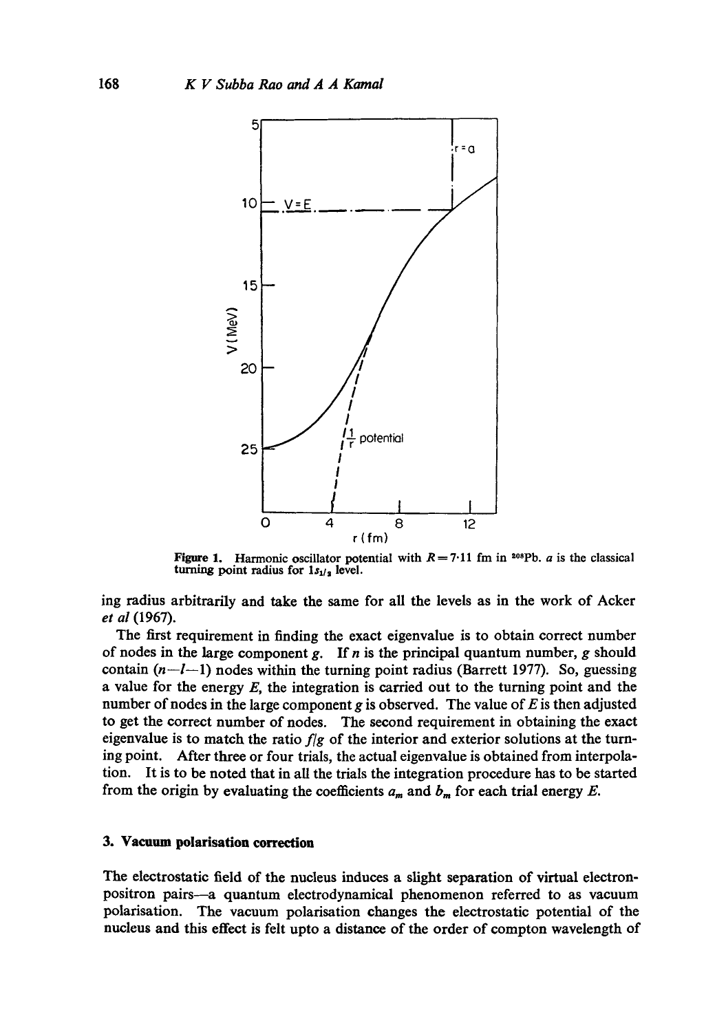**Figure 1.** Harmonic oscillator potential with $R = 7{\cdot}11$ fm in $^{208}$Pb. $a$ is the classical turning point radius for $1s_{1/2}$ level.

ing radius arbitrarily and take the same for all the levels as in the work of Acker *et al* (1967).

The first requirement in finding the exact eigenvalue is to obtain correct number of nodes in the large component $g$. If $n$ is the principal quantum number, $g$ should contain $(n-l-1)$ nodes within the turning point radius (Barrett 1977). So, guessing a value for the energy $E$, the integration is carried out to the turning point and the number of nodes in the large component $g$ is observed. The value of $E$ is then adjusted to get the correct number of nodes. The second requirement in obtaining the exact eigenvalue is to match the ratio $f/g$ of the interior and exterior solutions at the turning point. After three or four trials, the actual eigenvalue is obtained from interpolation. It is to be noted that in all the trials the integration procedure has to be started from the origin by evaluating the coefficients $a_m$ and $b_m$ for each trial energy $E$.

## 3. Vacuum polarisation correction

The electrostatic field of the nucleus induces a slight separation of virtual electron-positron pairs—a quantum electrodynamical phenomenon referred to as vacuum polarisation. The vacuum polarisation changes the electrostatic potential of the nucleus and this effect is felt upto a distance of the order of compton wavelength of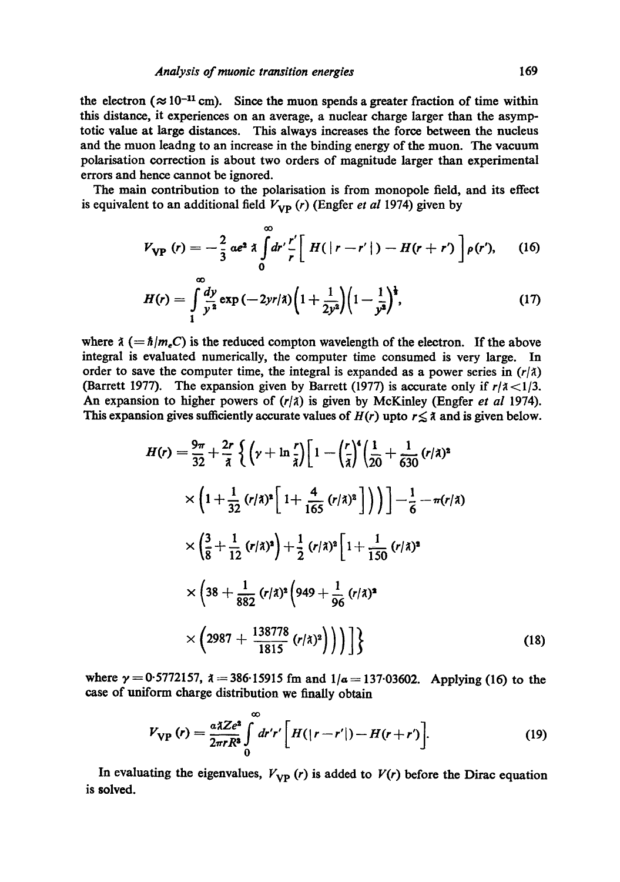the electron ($\approx 10^{-11}$ cm). Since the muon spends a greater fraction of time within this distance, it experiences on an average, a nuclear charge larger than the asymptotic value at large distances. This always increases the force between the nucleus and the muon leadng to an increase in the binding energy of the muon. The vacuum polarisation correction is about two orders of magnitude larger than experimental errors and hence cannot be ignored.

The main contribution to the polarisation is from monopole field, and its effect is equivalent to an additional field $V_{\rm VP}(r)$ (Engfer *et al* 1974) given by

$$V_{\rm VP}(r) = -\frac{2}{3}\alpha e^2 \lambda\!\!\!^{-} \int_0^\infty dr' \frac{r'}{r}\Big[ H(|r-r'|) - H(r+r') \Big] \rho(r'), \tag{16}$$

$$H(r) = \int_1^\infty \frac{dy}{y^2} \exp(-2yr/\lambda\!\!\!^{-}) \Big(1 + \frac{1}{2y^2}\Big)\Big(1 - \frac{1}{y^2}\Big)^{\frac{1}{2}}, \tag{17}$$

where $\lambda\!\!\!^{-}$ $(= \hbar/m_e C)$ is the reduced compton wavelength of the electron. If the above integral is evaluated numerically, the computer time consumed is very large. In order to save the computer time, the integral is expanded as a power series in $(r/\lambda\!\!\!^{-})$ (Barrett 1977). The expansion given by Barrett (1977) is accurate only if $r/\lambda\!\!\!^{-} < 1/3$. An expansion to higher powers of $(r/\lambda\!\!\!^{-})$ is given by McKinley (Engfer *et al* 1974). This expansion gives sufficiently accurate values of $H(r)$ upto $r \lesssim \lambda\!\!\!^{-}$ and is given below.

$$\begin{aligned} H(r) = \frac{9\pi}{32} + \frac{2r}{\lambda\!\!\!^{-}} \Bigg\{ &\Big(\gamma + \ln\frac{r}{\lambda\!\!\!^{-}}\Big)\Big[1 - \Big(\frac{r}{\lambda\!\!\!^{-}}\Big)^4 \Big(\frac{1}{20} + \frac{1}{630}(r/\lambda\!\!\!^{-})^2 \\ &\times \Big(1 + \frac{1}{32}(r/\lambda\!\!\!^{-})^2\Big[1 + \frac{4}{165}(r/\lambda\!\!\!^{-})^2\Big]\Big)\Big)\Big] - \frac{1}{6} - \pi(r/\lambda\!\!\!^{-}) \\ &\times \Big(\frac{3}{8} + \frac{1}{12}(r/\lambda\!\!\!^{-})^2\Big) + \frac{1}{2}(r/\lambda\!\!\!^{-})^2\Big[1 + \frac{1}{150}(r/\lambda\!\!\!^{-})^2 \\ &\times \Big(38 + \frac{1}{882}(r/\lambda\!\!\!^{-})^2\Big(949 + \frac{1}{96}(r/\lambda\!\!\!^{-})^2 \\ &\times \Big(2987 + \frac{138778}{1815}(r/\lambda\!\!\!^{-})^2\Big)\Big)\Big)\Big]\Bigg\} \end{aligned} \tag{18}$$

where $\gamma = 0{\cdot}5772157$, $\lambda\!\!\!^{-} = 386{\cdot}15915$ fm and $1/\alpha = 137{\cdot}03602$. Applying (16) to the case of uniform charge distribution we finally obtain

$$V_{\rm VP}(r) = \frac{\alpha \lambda\!\!\!^{-} Z e^2}{2\pi r R^3} \int_0^\infty dr' r' \Big[ H(|r-r'|) - H(r+r') \Big]. \tag{19}$$

In evaluating the eigenvalues, $V_{\rm VP}(r)$ is added to $V(r)$ before the Dirac equation is solved.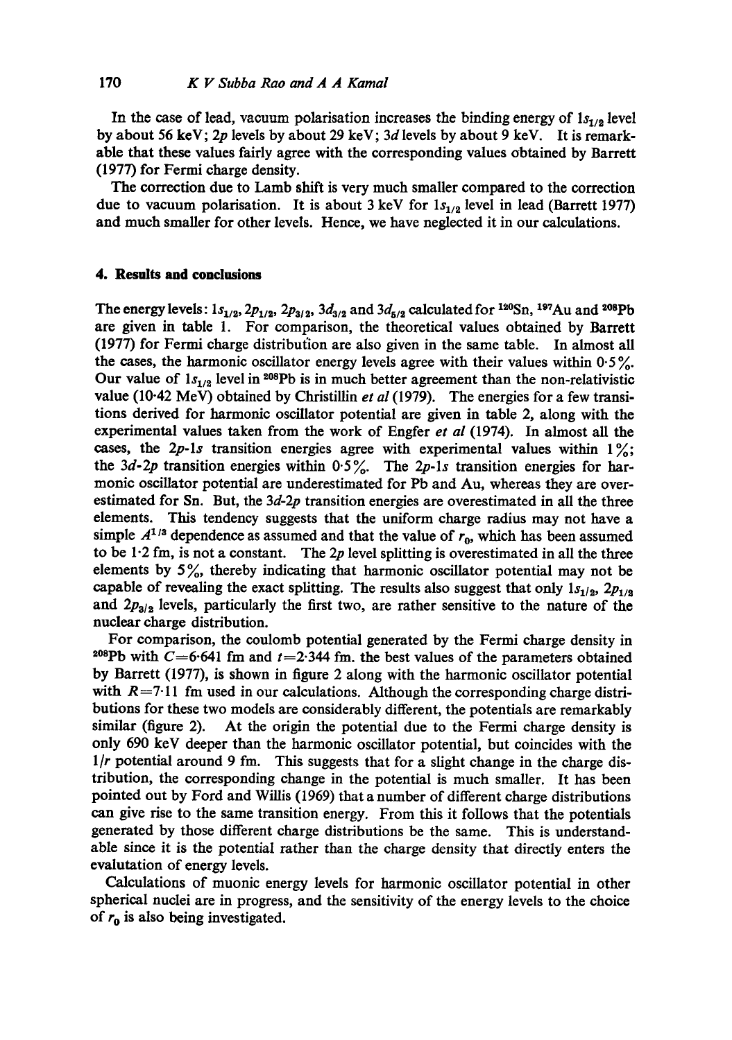In the case of lead, vacuum polarisation increases the binding energy of $1s_{1/2}$ level by about 56 keV; $2p$ levels by about 29 keV; $3d$ levels by about 9 keV. It is remarkable that these values fairly agree with the corresponding values obtained by Barrett (1977) for Fermi charge density.

The correction due to Lamb shift is very much smaller compared to the correction due to vacuum polarisation. It is about 3 keV for $1s_{1/2}$ level in lead (Barrett 1977) and much smaller for other levels. Hence, we have neglected it in our calculations.

## 4. Results and conclusions

The energy levels: $1s_{1/2}$, $2p_{1/2}$, $2p_{3/2}$, $3d_{3/2}$ and $3d_{5/2}$ calculated for $^{120}$Sn, $^{197}$Au and $^{208}$Pb are given in table 1. For comparison, the theoretical values obtained by Barrett (1977) for Fermi charge distribution are also given in the same table. In almost all the cases, the harmonic oscillator energy levels agree with their values within 0·5%. Our value of $1s_{1/2}$ level in $^{208}$Pb is in much better agreement than the non-relativistic value (10·42 MeV) obtained by Christillin *et al* (1979). The energies for a few transitions derived for harmonic oscillator potential are given in table 2, along with the experimental values taken from the work of Engfer *et al* (1974). In almost all the cases, the $2p$-$1s$ transition energies agree with experimental values within 1%; the $3d$-$2p$ transition energies within 0·5%. The $2p$-$1s$ transition energies for harmonic oscillator potential are underestimated for Pb and Au, whereas they are overestimated for Sn. But, the $3d$-$2p$ transition energies are overestimated in all the three elements. This tendency suggests that the uniform charge radius may not have a simple $A^{1/3}$ dependence as assumed and that the value of $r_0$, which has been assumed to be 1·2 fm, is not a constant. The $2p$ level splitting is overestimated in all the three elements by 5%, thereby indicating that harmonic oscillator potential may not be capable of revealing the exact splitting. The results also suggest that only $1s_{1/2}$, $2p_{1/2}$ and $2p_{3/2}$ levels, particularly the first two, are rather sensitive to the nature of the nuclear charge distribution.

For comparison, the coulomb potential generated by the Fermi charge density in $^{208}$Pb with $C=6{\cdot}641$ fm and $t=2{\cdot}344$ fm. the best values of the parameters obtained by Barrett (1977), is shown in figure 2 along with the harmonic oscillator potential with $R=7{\cdot}11$ fm used in our calculations. Although the corresponding charge distributions for these two models are considerably different, the potentials are remarkably similar (figure 2). At the origin the potential due to the Fermi charge density is only 690 keV deeper than the harmonic oscillator potential, but coincides with the $1/r$ potential around 9 fm. This suggests that for a slight change in the charge distribution, the corresponding change in the potential is much smaller. It has been pointed out by Ford and Willis (1969) that a number of different charge distributions can give rise to the same transition energy. From this it follows that the potentials generated by those different charge distributions be the same. This is understandable since it is the potential rather than the charge density that directly enters the evalutation of energy levels.

Calculations of muonic energy levels for harmonic oscillator potential in other spherical nuclei are in progress, and the sensitivity of the energy levels to the choice of $r_0$ is also being investigated.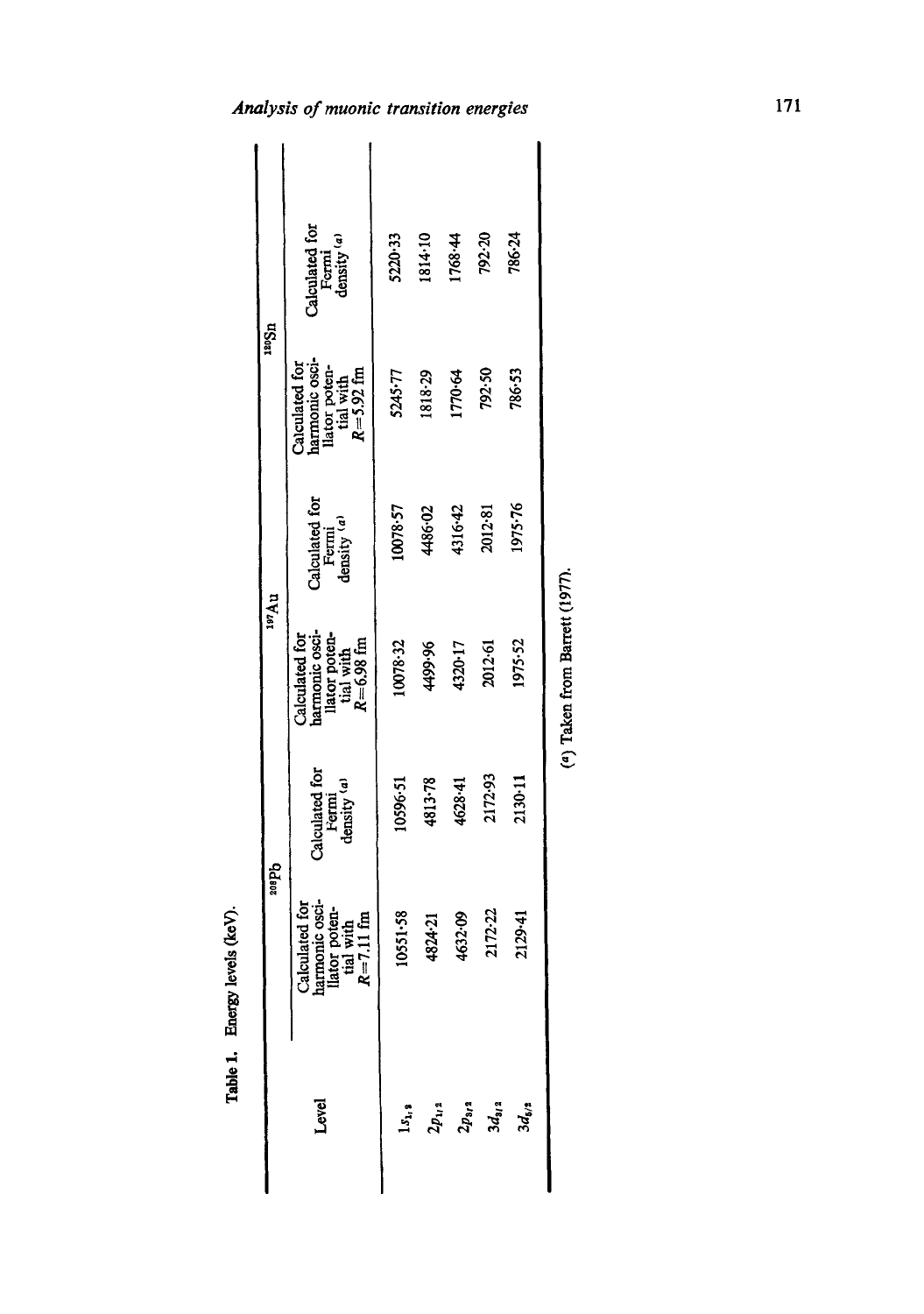Table 1. Energy levels (keV).

| Level | $^{208}Pb$ | | $^{197}Au$ | | $^{120}Sn$ | |
|---|---|---|---|---|---|---|
| | Calculated for harmonic oscillator potential with $R=7.11$ fm | Calculated for Fermi density [a] | Calculated for harmonic oscillator potential with $R=6.98$ fm | Calculated for Fermi density [a] | Calculated for harmonic oscillator potential with $R=5.92$ fm | Calculated for Fermi density [a] |
| $1s_{1/2}$ | 10551·58 | 10596·51 | 10078·32 | 10078·57 | 5245·77 | 5220·33 |
| $2p_{1/2}$ | 4824·21 | 4813·78 | 4499·96 | 4486·02 | 1818·29 | 1814·10 |
| $2p_{3/2}$ | 4632·09 | 4628·41 | 4320·17 | 4316·42 | 1770·64 | 1768·44 |
| $3d_{3/2}$ | 2172·22 | 2172·93 | 2012·61 | 2012·81 | 792·50 | 792·20 |
| $3d_{5/2}$ | 2129·41 | 2130·11 | 1975·52 | 1975·76 | 786·53 | 786·24 |

([a]) Taken from Barrett (1977).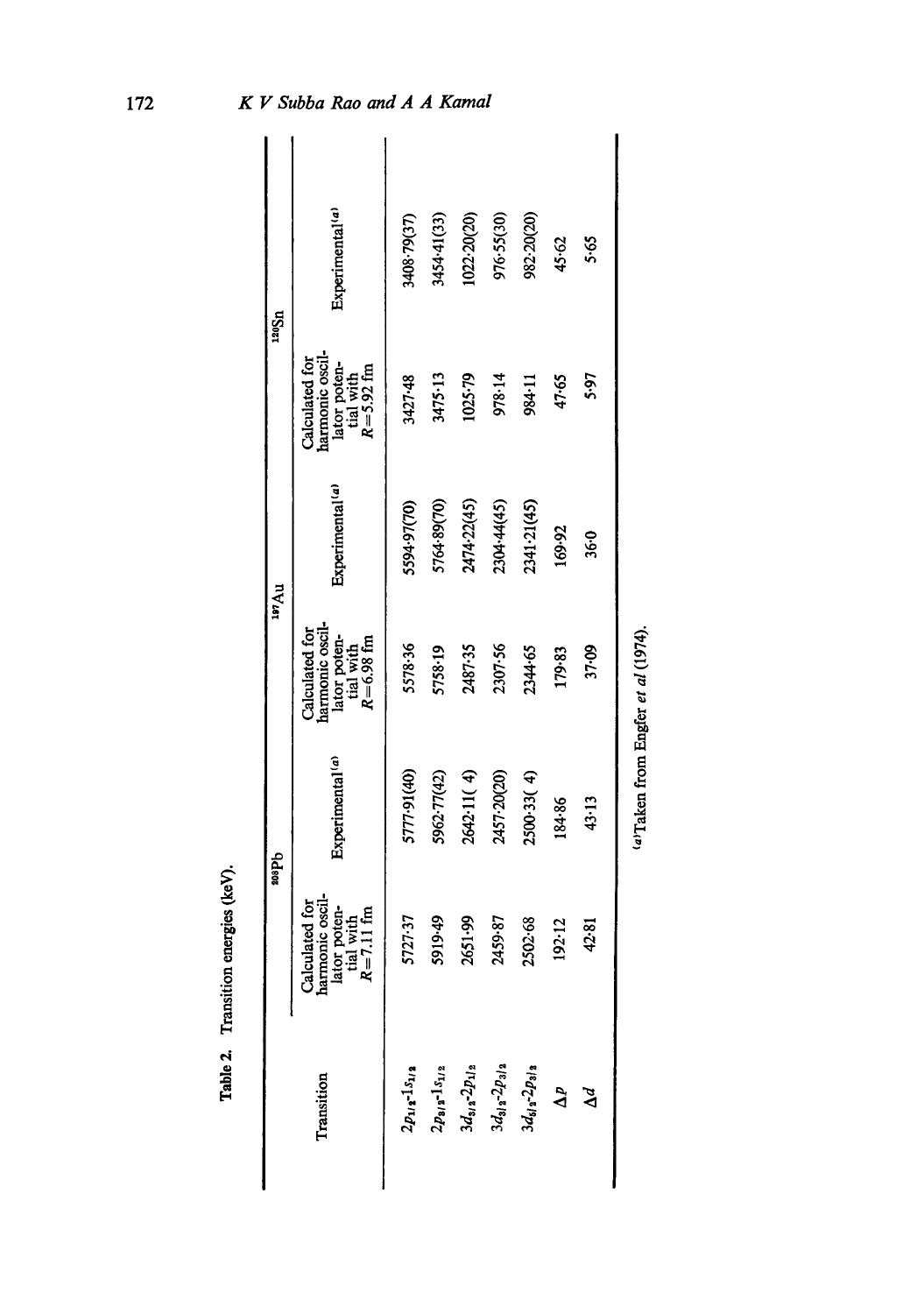Table 2. Transition energies (keV).

| Transition | $^{208}$Pb | | $^{197}$Au | | $^{120}$Sn | |
|---|---|---|---|---|---|---|
| | Calculated for harmonic oscillator potential with $R = 7.11$ fm | Experimental[(a)] | Calculated for harmonic oscillator potential with $R = 6.98$ fm | Experimental[(a)] | Calculated for harmonic oscillator potential with $R = 5.92$ fm | Experimental[(a)] |
| $2p_{1/2}$-$1s_{1/2}$ | 5727·37 | 5777·91(40) | 5578·36 | 5594·97(70) | 3427·48 | 3408·79(37) |
| $2p_{3/2}$-$1s_{1/2}$ | 5919·49 | 5962·77(42) | 5758·19 | 5764·89(70) | 3475·13 | 3454·41(33) |
| $3d_{3/2}$-$2p_{1/2}$ | 2651·99 | 2642·11( 4) | 2487·35 | 2474·22(45) | 1025·79 | 1022·20(20) |
| $3d_{3/2}$-$2p_{3/2}$ | 2459·87 | 2457·20(20) | 2307·56 | 2304·44(45) | 978·14 | 976·55(30) |
| $3d_{5/2}$-$2p_{3/2}$ | 2502·68 | 2500·33( 4) | 2344·65 | 2341·21(45) | 984·11 | 982·20(20) |
| $\Delta p$ | 192·12 | 184·86 | 179·83 | 169·92 | 47·65 | 45·62 |
| $\Delta d$ | 42·81 | 43·13 | 37·09 | 36·0 | 5·97 | 5·65 |

[(a)] Taken from Engfer *et al* (1974).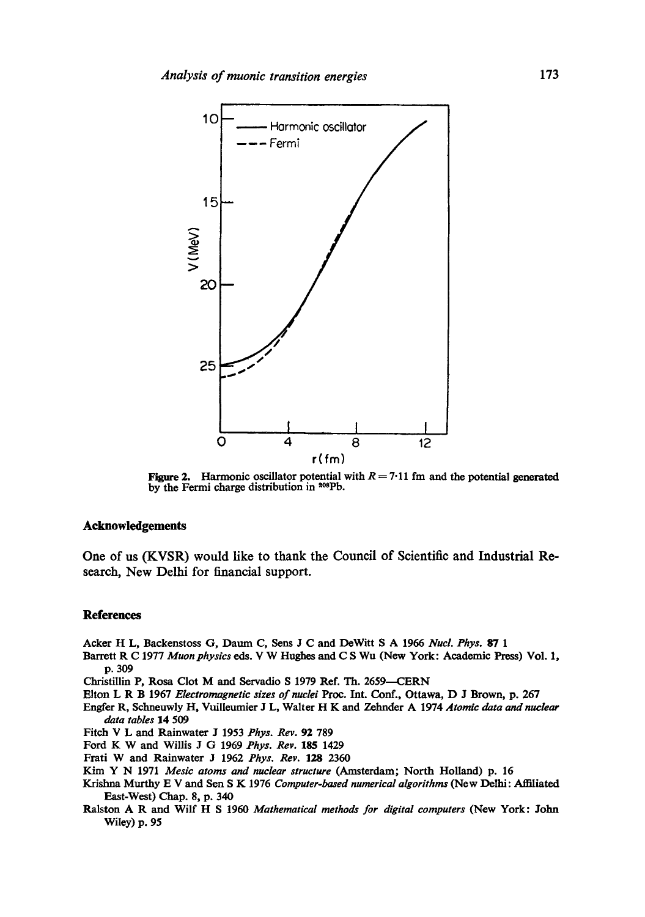10

15

20

25

V (MeV)

0 4 8 12

r (fm)

—— Harmonic oscillator

- - - Fermi

**Figure 2.** Harmonic oscillator potential with $R = 7{\cdot}11$ fm and the potential generated by the Fermi charge distribution in $^{208}$Pb.

## Acknowledgements

One of us (KVSR) would like to thank the Council of Scientific and Industrial Research, New Delhi for financial support.

## References

Acker H L, Backenstoss G, Daum C, Sens J C and DeWitt S A 1966 *Nucl. Phys.* **87** 1

Barrett R C 1977 *Muon physics* eds. V W Hughes and C S Wu (New York: Academic Press) Vol. 1, p. 309

Christillin P, Rosa Clot M and Servadio S 1979 Ref. Th. 2659—CERN

Elton L R B 1967 *Electromagnetic sizes of nuclei* Proc. Int. Conf., Ottawa, D J Brown, p. 267

Engfer R, Schneuwly H, Vuilleumier J L, Walter H K and Zehnder A 1974 *Atomic data and nuclear data tables* **14** 509

Fitch V L and Rainwater J 1953 *Phys. Rev.* **92** 789

Ford K W and Willis J G 1969 *Phys. Rev.* **185** 1429

Frati W and Rainwater J 1962 *Phys. Rev.* **128** 2360

Kim Y N 1971 *Mesic atoms and nuclear structure* (Amsterdam; North Holland) p. 16

Krishna Murthy E V and Sen S K 1976 *Computer-based numerical algorithms* (New Delhi: Affiliated East-West) Chap. 8, p. 340

Ralston A R and Wilf H S 1960 *Mathematical methods for digital computers* (New York: John Wiley) p. 95